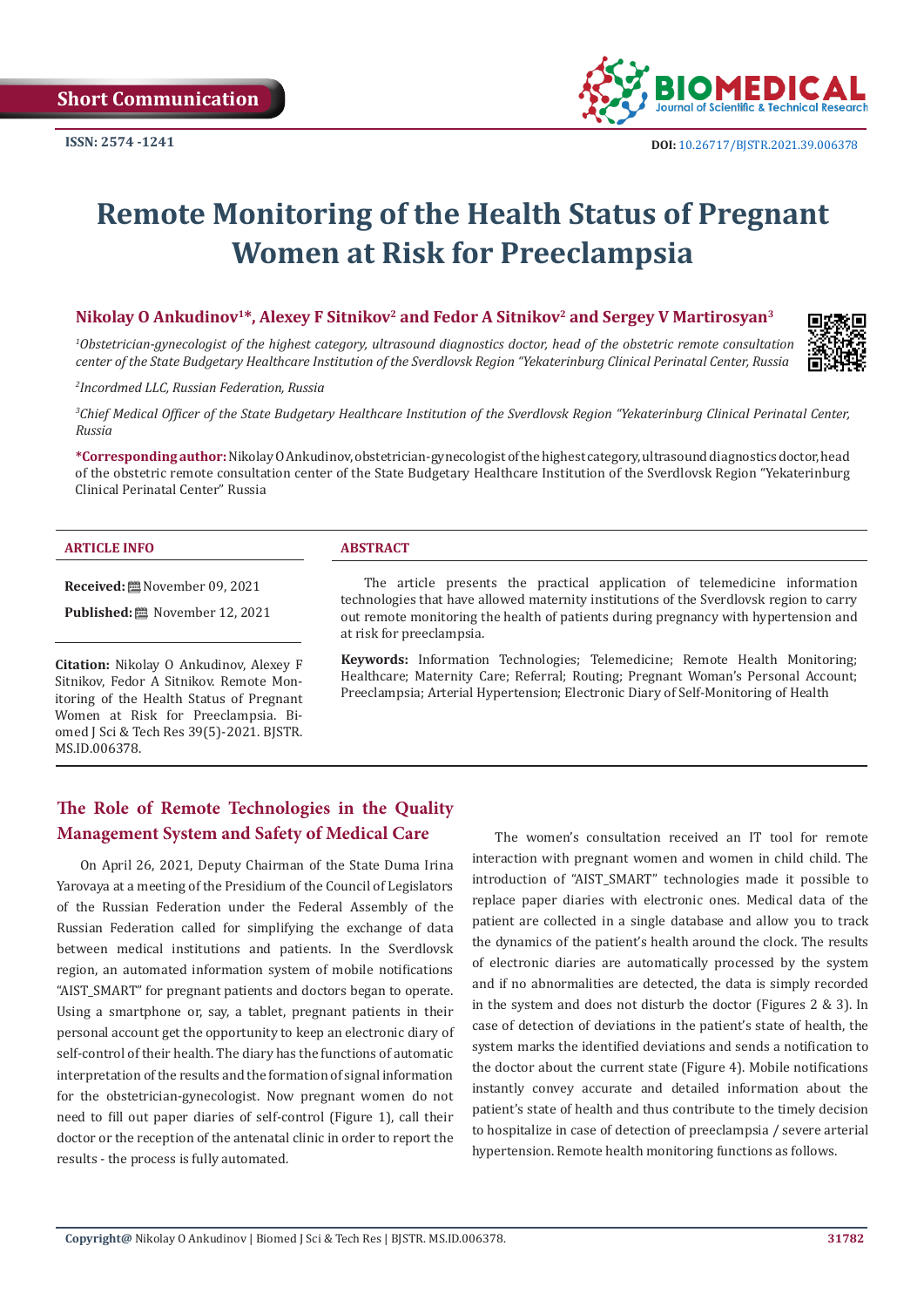Short Communication

ISSN: 2574 -1241

DOI: 10.26717/BJSTR.2021.39.006378

# Remote Monitoring of the Health Status of Pregnant Women at Risk for Preeclampsia

**Nikolay O Ankudinov[1]\*, Alexey F Sitnikov[2] and Fedor A Sitnikov[2] and Sergey V Martirosyan[3]**

[1]*Obstetrician-gynecologist of the highest category, ultrasound diagnostics doctor, head of the obstetric remote consultation center of the State Budgetary Healthcare Institution of the Sverdlovsk Region "Yekaterinburg Clinical Perinatal Center, Russia*

[2]*Incordmed LLC, Russian Federation, Russia*

[3]*Chief Medical Officer of the State Budgetary Healthcare Institution of the Sverdlovsk Region "Yekaterinburg Clinical Perinatal Center, Russia*

**\*Corresponding author:** Nikolay O Ankudinov, obstetrician-gynecologist of the highest category, ultrasound diagnostics doctor, head of the obstetric remote consultation center of the State Budgetary Healthcare Institution of the Sverdlovsk Region "Yekaterinburg Clinical Perinatal Center" Russia

**ARTICLE INFO**

**Received:** November 09, 2021

**Published:** November 12, 2021

**Citation:** Nikolay O Ankudinov, Alexey F Sitnikov, Fedor A Sitnikov. Remote Monitoring of the Health Status of Pregnant Women at Risk for Preeclampsia. Biomed J Sci & Tech Res 39(5)-2021. BJSTR. MS.ID.006378.

**ABSTRACT**

The article presents the practical application of telemedicine information technologies that have allowed maternity institutions of the Sverdlovsk region to carry out remote monitoring the health of patients during pregnancy with hypertension and at risk for preeclampsia.

**Keywords:** Information Technologies; Telemedicine; Remote Health Monitoring; Healthcare; Maternity Care; Referral; Routing; Pregnant Woman's Personal Account; Preeclampsia; Arterial Hypertension; Electronic Diary of Self-Monitoring of Health

## The Role of Remote Technologies in the Quality Management System and Safety of Medical Care

On April 26, 2021, Deputy Chairman of the State Duma Irina Yarovaya at a meeting of the Presidium of the Council of Legislators of the Russian Federation under the Federal Assembly of the Russian Federation called for simplifying the exchange of data between medical institutions and patients. In the Sverdlovsk region, an automated information system of mobile notifications "AIST_SMART" for pregnant patients and doctors began to operate. Using a smartphone or, say, a tablet, pregnant patients in their personal account get the opportunity to keep an electronic diary of self-control of their health. The diary has the functions of automatic interpretation of the results and the formation of signal information for the obstetrician-gynecologist. Now pregnant women do not need to fill out paper diaries of self-control (Figure 1), call their doctor or the reception of the antenatal clinic in order to report the results - the process is fully automated.

The women's consultation received an IT tool for remote interaction with pregnant women and women in child child. The introduction of "AIST_SMART" technologies made it possible to replace paper diaries with electronic ones. Medical data of the patient are collected in a single database and allow you to track the dynamics of the patient's health around the clock. The results of electronic diaries are automatically processed by the system and if no abnormalities are detected, the data is simply recorded in the system and does not disturb the doctor (Figures 2 & 3). In case of detection of deviations in the patient's state of health, the system marks the identified deviations and sends a notification to the doctor about the current state (Figure 4). Mobile notifications instantly convey accurate and detailed information about the patient's state of health and thus contribute to the timely decision to hospitalize in case of detection of preeclampsia / severe arterial hypertension. Remote health monitoring functions as follows.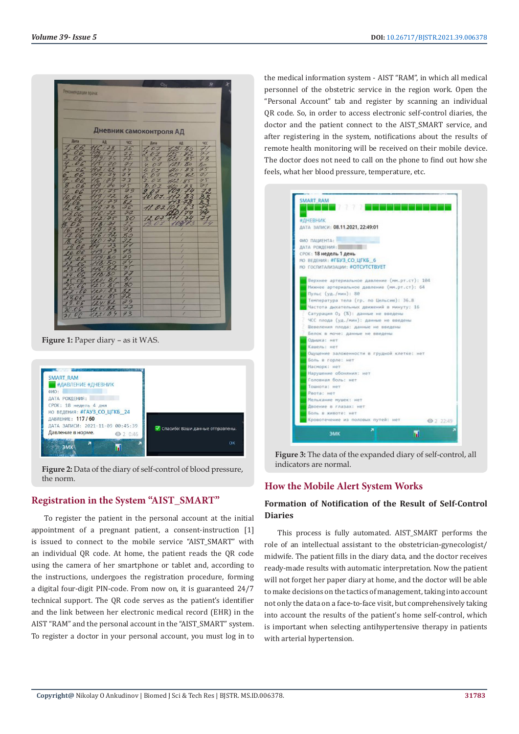Figure 1: Paper diary – as it WAS.

Figure 2: Data of the diary of self-control of blood pressure, the norm.

## Registration in the System "AIST_SMART"

To register the patient in the personal account at the initial appointment of a pregnant patient, a consent-instruction [1] is issued to connect to the mobile service "AIST_SMART" with an individual QR code. At home, the patient reads the QR code using the camera of her smartphone or tablet and, according to the instructions, undergoes the registration procedure, forming a digital four-digit PIN-code. From now on, it is guaranteed 24/7 technical support. The QR code serves as the patient's identifier and the link between her electronic medical record (EHR) in the AIST "RAM" and the personal account in the "AIST_SMART" system. To register a doctor in your personal account, you must log in to the medical information system - AIST "RAM", in which all medical personnel of the obstetric service in the region work. Open the "Personal Account" tab and register by scanning an individual QR code. So, in order to access electronic self-control diaries, the doctor and the patient connect to the AIST_SMART service, and after registering in the system, notifications about the results of remote health monitoring will be received on their mobile device. The doctor does not need to call on the phone to find out how she feels, what her blood pressure, temperature, etc.

Figure 3: The data of the expanded diary of self-control, all indicators are normal.

## How the Mobile Alert System Works

### Formation of Notification of the Result of Self-Control Diaries

This process is fully automated. AIST_SMART performs the role of an intellectual assistant to the obstetrician-gynecologist/midwife. The patient fills in the diary data, and the doctor receives ready-made results with automatic interpretation. Now the patient will not forget her paper diary at home, and the doctor will be able to make decisions on the tactics of management, taking into account not only the data on a face-to-face visit, but comprehensively taking into account the results of the patient's home self-control, which is important when selecting antihypertensive therapy in patients with arterial hypertension.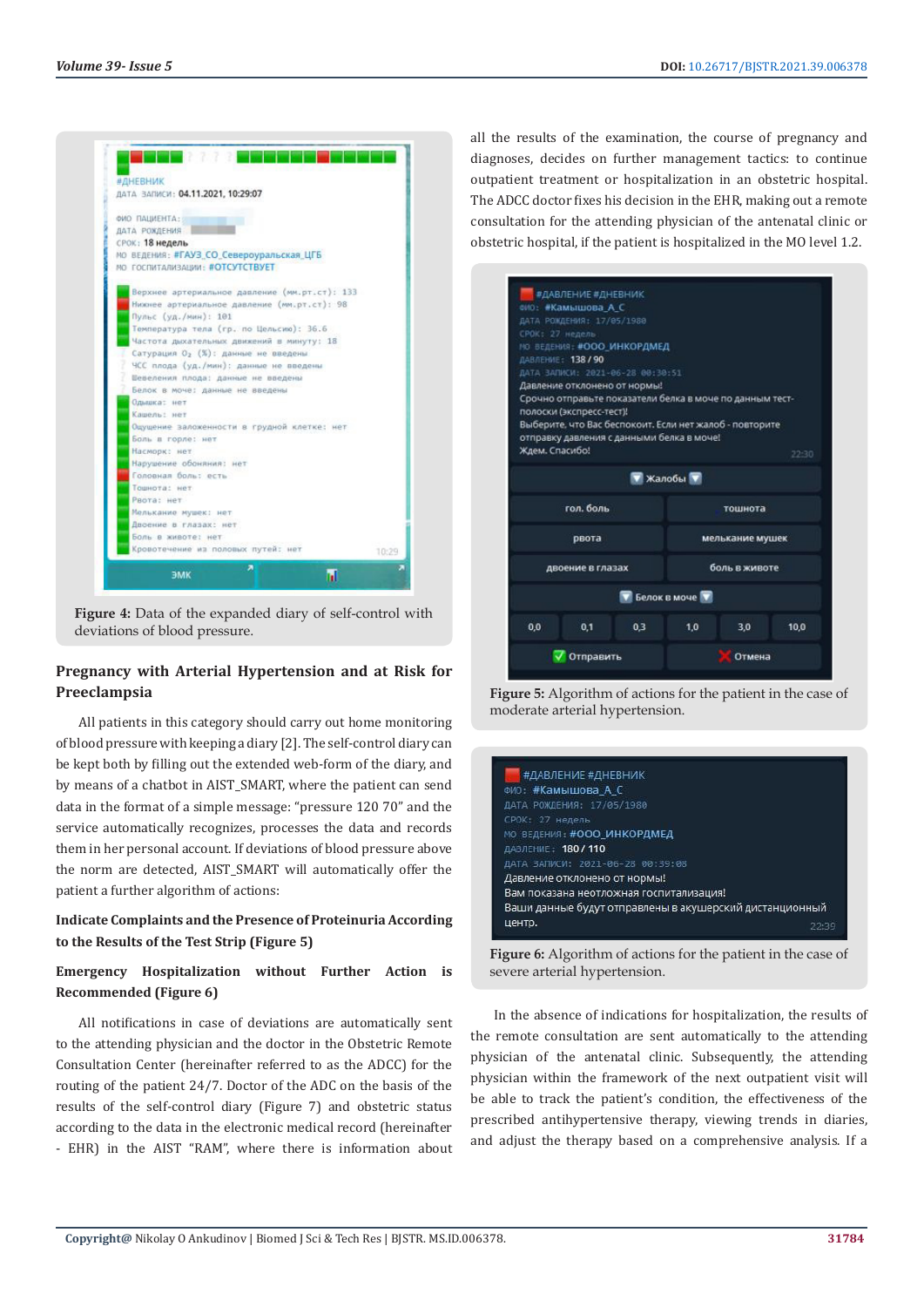Figure 4: Data of the expanded diary of self-control with deviations of blood pressure.

### Pregnancy with Arterial Hypertension and at Risk for Preeclampsia

All patients in this category should carry out home monitoring of blood pressure with keeping a diary [2]. The self-control diary can be kept both by filling out the extended web-form of the diary, and by means of a chatbot in AIST_SMART, where the patient can send data in the format of a simple message: "pressure 120 70" and the service automatically recognizes, processes the data and records them in her personal account. If deviations of blood pressure above the norm are detected, AIST_SMART will automatically offer the patient a further algorithm of actions:

**Indicate Complaints and the Presence of Proteinuria According to the Results of the Test Strip (Figure 5)**

**Emergency Hospitalization without Further Action is Recommended (Figure 6)**

All notifications in case of deviations are automatically sent to the attending physician and the doctor in the Obstetric Remote Consultation Center (hereinafter referred to as the ADCC) for the routing of the patient 24/7. Doctor of the ADC on the basis of the results of the self-control diary (Figure 7) and obstetric status according to the data in the electronic medical record (hereinafter - EHR) in the AIST "RAM", where there is information about all the results of the examination, the course of pregnancy and diagnoses, decides on further management tactics: to continue outpatient treatment or hospitalization in an obstetric hospital. The ADCC doctor fixes his decision in the EHR, making out a remote consultation for the attending physician of the antenatal clinic or obstetric hospital, if the patient is hospitalized in the MO level 1.2.

Figure 5: Algorithm of actions for the patient in the case of moderate arterial hypertension.

Figure 6: Algorithm of actions for the patient in the case of severe arterial hypertension.

In the absence of indications for hospitalization, the results of the remote consultation are sent automatically to the attending physician of the antenatal clinic. Subsequently, the attending physician within the framework of the next outpatient visit will be able to track the patient's condition, the effectiveness of the prescribed antihypertensive therapy, viewing trends in diaries, and adjust the therapy based on a comprehensive analysis. If a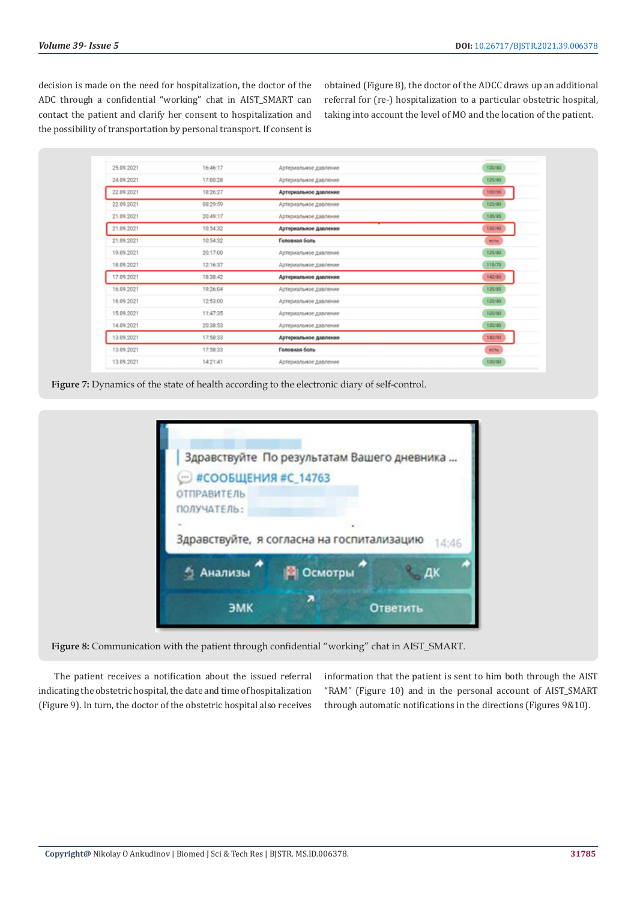decision is made on the need for hospitalization, the doctor of the ADC through a confidential "working" chat in AIST_SMART can contact the patient and clarify her consent to hospitalization and the possibility of transportation by personal transport. If consent is obtained (Figure 8), the doctor of the ADCC draws up an additional referral for (re-) hospitalization to a particular obstetric hospital, taking into account the level of MO and the location of the patient.

**Figure 7:** Dynamics of the state of health according to the electronic diary of self-control.

**Figure 8:** Communication with the patient through confidential "working" chat in AIST_SMART.

The patient receives a notification about the issued referral indicating the obstetric hospital, the date and time of hospitalization (Figure 9). In turn, the doctor of the obstetric hospital also receives information that the patient is sent to him both through the AIST "RAM" (Figure 10) and in the personal account of AIST_SMART through automatic notifications in the directions (Figures 9&10).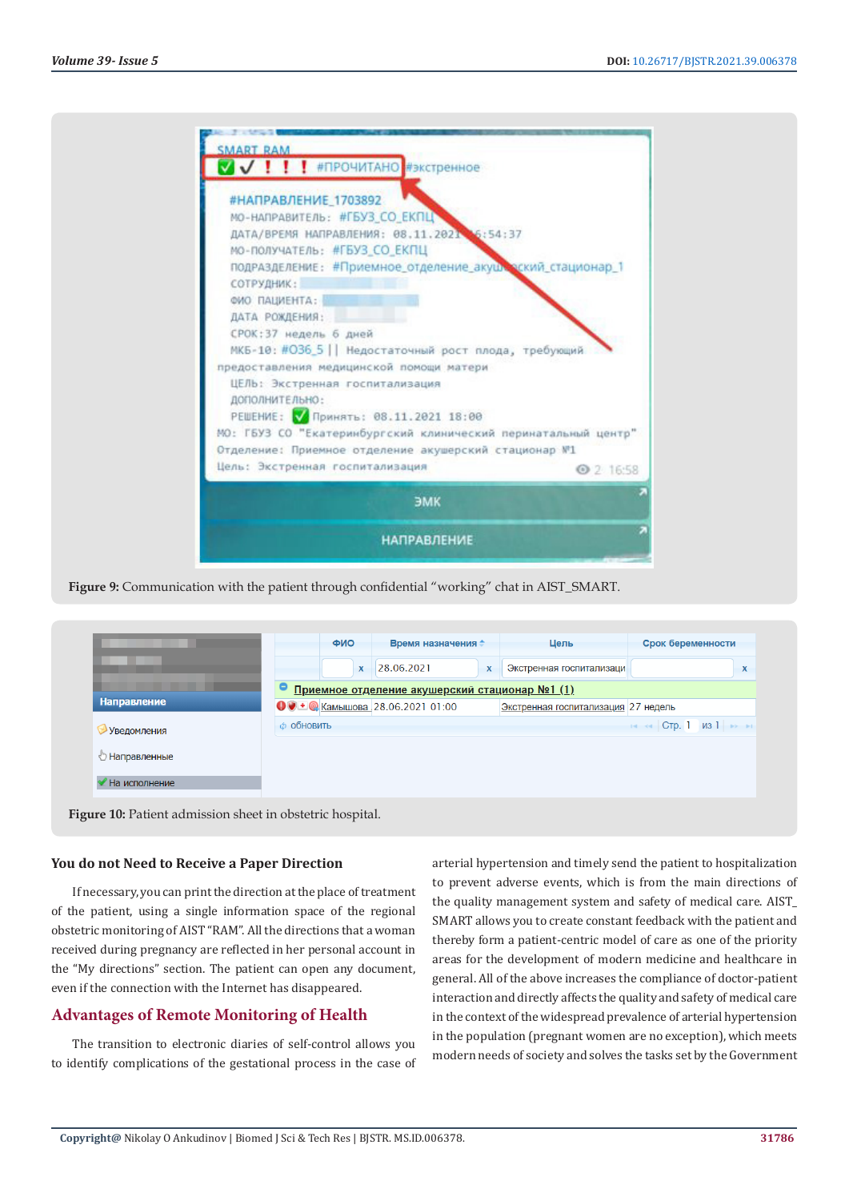Figure 9: Communication with the patient through confidential "working" chat in AIST_SMART.

Figure 10: Patient admission sheet in obstetric hospital.

### You do not Need to Receive a Paper Direction

If necessary, you can print the direction at the place of treatment of the patient, using a single information space of the regional obstetric monitoring of AIST "RAM". All the directions that a woman received during pregnancy are reflected in her personal account in the "My directions" section. The patient can open any document, even if the connection with the Internet has disappeared.

## Advantages of Remote Monitoring of Health

The transition to electronic diaries of self-control allows you to identify complications of the gestational process in the case of arterial hypertension and timely send the patient to hospitalization to prevent adverse events, which is from the main directions of the quality management system and safety of medical care. AIST_SMART allows you to create constant feedback with the patient and thereby form a patient-centric model of care as one of the priority areas for the development of modern medicine and healthcare in general. All of the above increases the compliance of doctor-patient interaction and directly affects the quality and safety of medical care in the context of the widespread prevalence of arterial hypertension in the population (pregnant women are no exception), which meets modern needs of society and solves the tasks set by the Government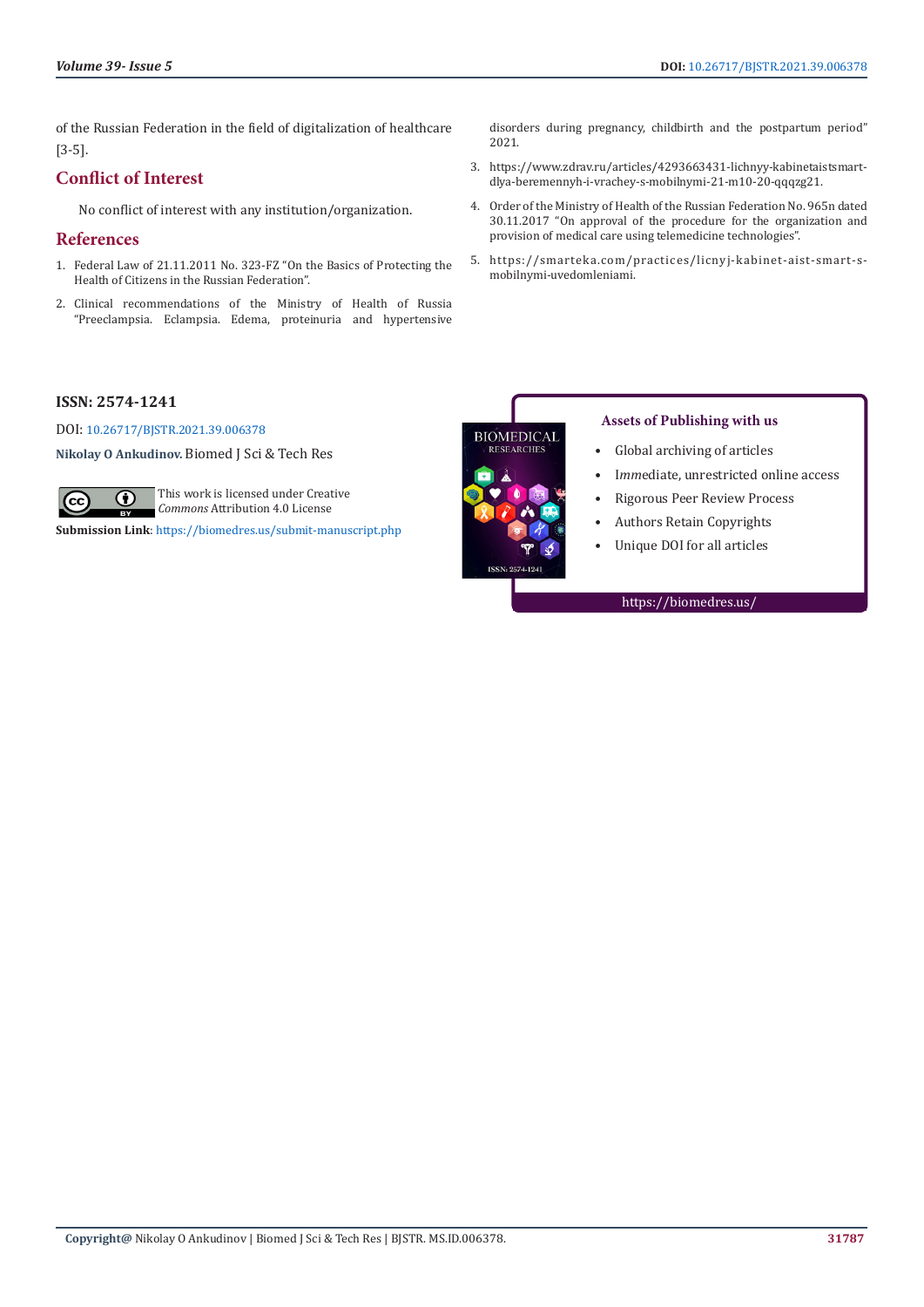of the Russian Federation in the field of digitalization of healthcare [3-5].

## Conflict of Interest

No conflict of interest with any institution/organization.

## References

1. Federal Law of 21.11.2011 No. 323-FZ "On the Basics of Protecting the Health of Citizens in the Russian Federation".
2. Clinical recommendations of the Ministry of Health of Russia "Preeclampsia. Eclampsia. Edema, proteinuria and hypertensive disorders during pregnancy, childbirth and the postpartum period" 2021.
3. https://www.zdrav.ru/articles/4293663431-lichnyy-kabinetaistsmart-dlya-beremennyh-i-vrachey-s-mobilnymi-21-m10-20-qqqzg21.
4. Order of the Ministry of Health of the Russian Federation No. 965n dated 30.11.2017 "On approval of the procedure for the organization and provision of medical care using telemedicine technologies".
5. https://smarteka.com/practices/licnyj-kabinet-aist-smart-s-mobilnymi-uvedomleniami.

**ISSN: 2574-1241**

DOI: 10.26717/BJSTR.2021.39.006378

**Nikolay O Ankudinov.** Biomed J Sci & Tech Res

This work is licensed under Creative *Commons* Attribution 4.0 License

**Submission Link**: https://biomedres.us/submit-manuscript.php

**Assets of Publishing with us**

- Global archiving of articles
- Immediate, unrestricted online access
- Rigorous Peer Review Process
- Authors Retain Copyrights
- Unique DOI for all articles

https://biomedres.us/